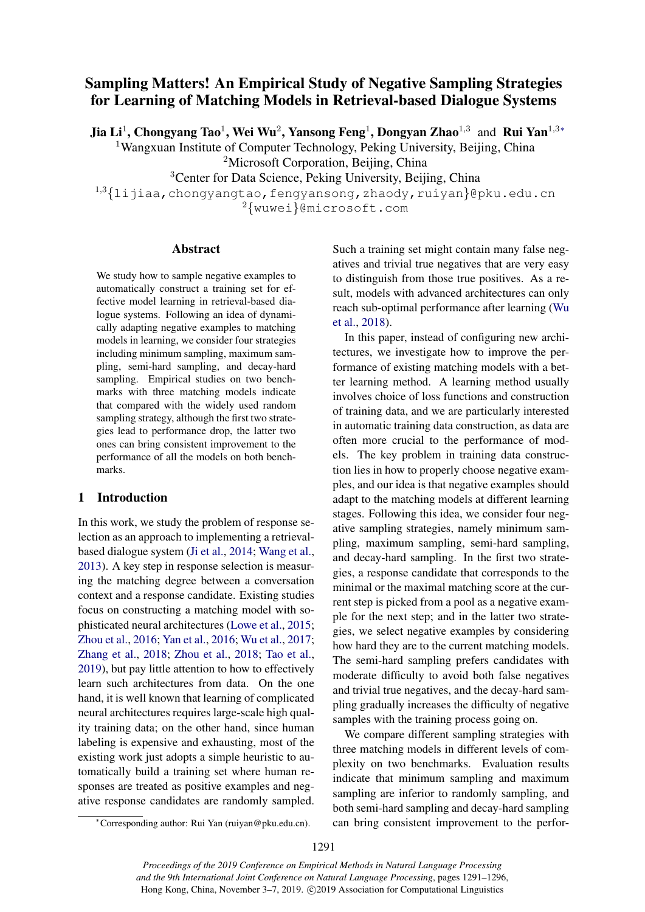# Sampling Matters! An Empirical Study of Negative Sampling Strategies for Learning of Matching Models in Retrieval-based Dialogue Systems

**Jia Li**[1], **Chongyang Tao**[1], **Wei Wu**[2], **Yansong Feng**[1], **Dongyan Zhao**[1,3] and **Rui Yan**[1,3*]

[1]Wangxuan Institute of Computer Technology, Peking University, Beijing, China
[2]Microsoft Corporation, Beijing, China
[3]Center for Data Science, Peking University, Beijing, China
[1,3]{lijiaa,chongyangtao,fengyansong,zhaody,ruiyan}@pku.edu.cn
[2]{wuwei}@microsoft.com

## Abstract

We study how to sample negative examples to automatically construct a training set for effective model learning in retrieval-based dialogue systems. Following an idea of dynamically adapting negative examples to matching models in learning, we consider four strategies including minimum sampling, maximum sampling, semi-hard sampling, and decay-hard sampling. Empirical studies on two benchmarks with three matching models indicate that compared with the widely used random sampling strategy, although the first two strategies lead to performance drop, the latter two ones can bring consistent improvement to the performance of all the models on both benchmarks.

## 1 Introduction

In this work, we study the problem of response selection as an approach to implementing a retrieval-based dialogue system (Ji et al., 2014; Wang et al., 2013). A key step in response selection is measuring the matching degree between a conversation context and a response candidate. Existing studies focus on constructing a matching model with sophisticated neural architectures (Lowe et al., 2015; Zhou et al., 2016; Yan et al., 2016; Wu et al., 2017; Zhang et al., 2018; Zhou et al., 2018; Tao et al., 2019), but pay little attention to how to effectively learn such architectures from data. On the one hand, it is well known that learning of complicated neural architectures requires large-scale high quality training data; on the other hand, since human labeling is expensive and exhausting, most of the existing work just adopts a simple heuristic to automatically build a training set where human responses are treated as positive examples and negative response candidates are randomly sampled. Such a training set might contain many false negatives and trivial true negatives that are very easy to distinguish from those true positives. As a result, models with advanced architectures can only reach sub-optimal performance after learning (Wu et al., 2018).

In this paper, instead of configuring new architectures, we investigate how to improve the performance of existing matching models with a better learning method. A learning method usually involves choice of loss functions and construction of training data, and we are particularly interested in automatic training data construction, as data are often more crucial to the performance of models. The key problem in training data construction lies in how to properly choose negative examples, and our idea is that negative examples should adapt to the matching models at different learning stages. Following this idea, we consider four negative sampling strategies, namely minimum sampling, maximum sampling, semi-hard sampling, and decay-hard sampling. In the first two strategies, a response candidate that corresponds to the minimal or the maximal matching score at the current step is picked from a pool as a negative example for the next step; and in the latter two strategies, we select negative examples by considering how hard they are to the current matching models. The semi-hard sampling prefers candidates with moderate difficulty to avoid both false negatives and trivial true negatives, and the decay-hard sampling gradually increases the difficulty of negative samples with the training process going on.

We compare different sampling strategies with three matching models in different levels of complexity on two benchmarks. Evaluation results indicate that minimum sampling and maximum sampling are inferior to randomly sampling, and both semi-hard sampling and decay-hard sampling can bring consistent improvement to the perfor-

*Corresponding author: Rui Yan (ruiyan@pku.edu.cn).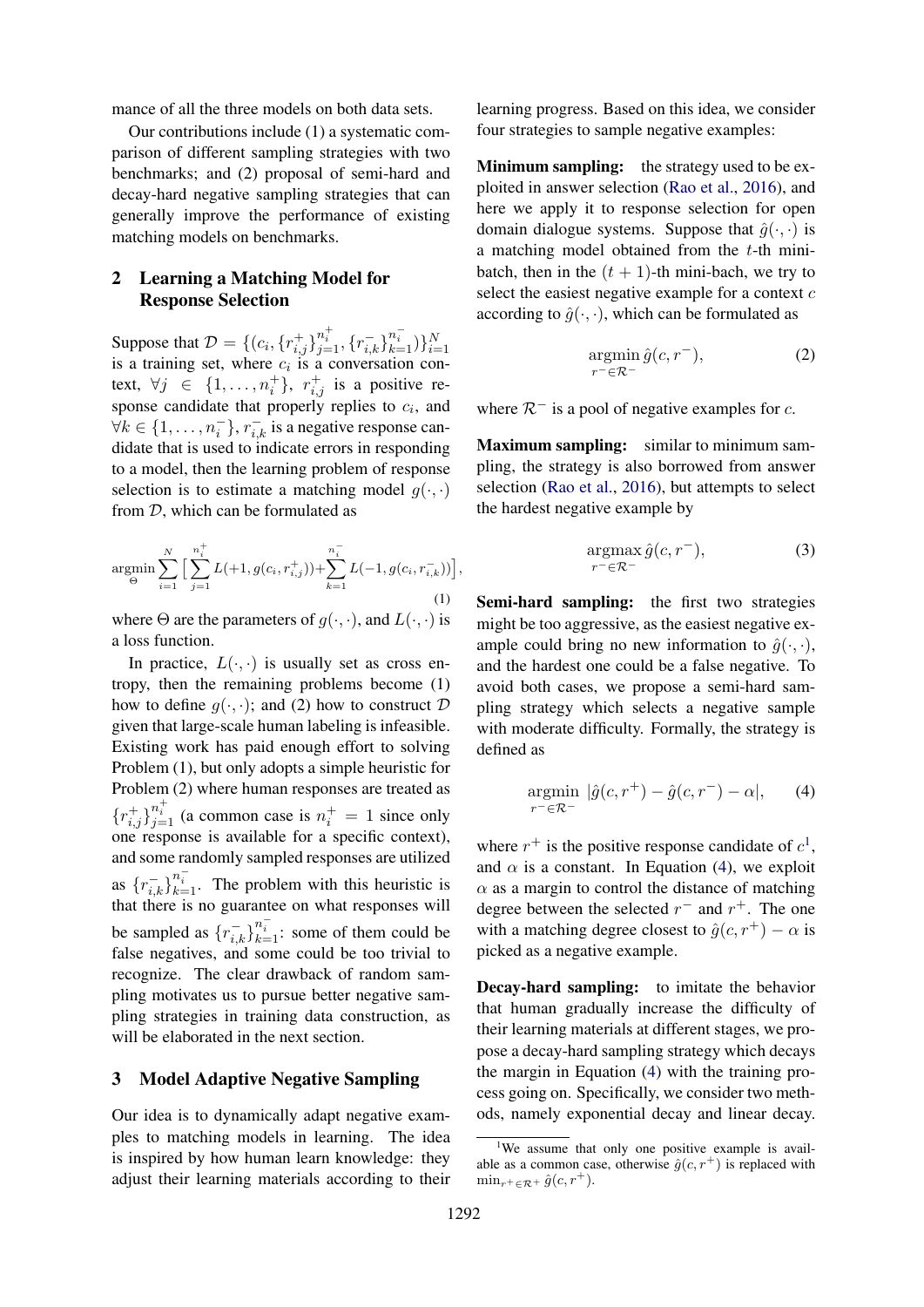mance of all the three models on both data sets.

Our contributions include (1) a systematic comparison of different sampling strategies with two benchmarks; and (2) proposal of semi-hard and decay-hard negative sampling strategies that can generally improve the performance of existing matching models on benchmarks.

## 2 Learning a Matching Model for Response Selection

Suppose that $\mathcal{D} = \{(c_i, \{r^+_{i,j}\}^{n^+_i}_{j=1}, \{r^-_{i,k}\}^{n^-_i}_{k=1})\}^N_{i=1}$ is a training set, where $c_i$ is a conversation context, $\forall j \in \{1, \ldots, n^+_i\}$, $r^+_{i,j}$ is a positive response candidate that properly replies to $c_i$, and $\forall k \in \{1, \ldots, n^-_i\}$, $r^-_{i,k}$ is a negative response candidate that is used to indicate errors in responding to a model, then the learning problem of response selection is to estimate a matching model $g(\cdot, \cdot)$ from $\mathcal{D}$, which can be formulated as

$$\underset{\Theta}{\operatorname{argmin}} \sum_{i=1}^{N} \Big[ \sum_{j=1}^{n^+_i} L(+1, g(c_i, r^+_{i,j})) + \sum_{k=1}^{n^-_i} L(-1, g(c_i, r^-_{i,k})) \Big], \tag{1}$$

where $\Theta$ are the parameters of $g(\cdot, \cdot)$, and $L(\cdot, \cdot)$ is a loss function.

In practice, $L(\cdot, \cdot)$ is usually set as cross entropy, then the remaining problems become (1) how to define $g(\cdot, \cdot)$; and (2) how to construct $\mathcal{D}$ given that large-scale human labeling is infeasible. Existing work has paid enough effort to solving Problem (1), but only adopts a simple heuristic for Problem (2) where human responses are treated as $\{r^+_{i,j}\}^{n^+_i}_{j=1}$ (a common case is $n^+_i = 1$ since only one response is available for a specific context), and some randomly sampled responses are utilized as $\{r^-_{i,k}\}^{n^-_i}_{k=1}$. The problem with this heuristic is that there is no guarantee on what responses will be sampled as $\{r^-_{i,k}\}^{n^-_i}_{k=1}$: some of them could be false negatives, and some could be too trivial to recognize. The clear drawback of random sampling motivates us to pursue better negative sampling strategies in training data construction, as will be elaborated in the next section.

## 3 Model Adaptive Negative Sampling

Our idea is to dynamically adapt negative examples to matching models in learning. The idea is inspired by how human learn knowledge: they adjust their learning materials according to their learning progress. Based on this idea, we consider four strategies to sample negative examples:

**Minimum sampling:** the strategy used to be exploited in answer selection (Rao et al., 2016), and here we apply it to response selection for open domain dialogue systems. Suppose that $\hat{g}(\cdot, \cdot)$ is a matching model obtained from the $t$-th mini-batch, then in the $(t+1)$-th mini-bach, we try to select the easiest negative example for a context $c$ according to $\hat{g}(\cdot, \cdot)$, which can be formulated as

$$\underset{r^- \in \mathcal{R}^-}{\operatorname{argmin}} \, \hat{g}(c, r^-), \tag{2}$$

where $\mathcal{R}^-$ is a pool of negative examples for $c$.

**Maximum sampling:** similar to minimum sampling, the strategy is also borrowed from answer selection (Rao et al., 2016), but attempts to select the hardest negative example by

$$\underset{r^- \in \mathcal{R}^-}{\operatorname{argmax}} \, \hat{g}(c, r^-), \tag{3}$$

**Semi-hard sampling:** the first two strategies might be too aggressive, as the easiest negative example could bring no new information to $\hat{g}(\cdot, \cdot)$, and the hardest one could be a false negative. To avoid both cases, we propose a semi-hard sampling strategy which selects a negative sample with moderate difficulty. Formally, the strategy is defined as

$$\underset{r^- \in \mathcal{R}^-}{\operatorname{argmin}} \, |\hat{g}(c, r^+) - \hat{g}(c, r^-) - \alpha|, \tag{4}$$

where $r^+$ is the positive response candidate of $c$[1], and $\alpha$ is a constant. In Equation (4), we exploit $\alpha$ as a margin to control the distance of matching degree between the selected $r^-$ and $r^+$. The one with a matching degree closest to $\hat{g}(c, r^+) - \alpha$ is picked as a negative example.

**Decay-hard sampling:** to imitate the behavior that human gradually increase the difficulty of their learning materials at different stages, we propose a decay-hard sampling strategy which decays the margin in Equation (4) with the training process going on. Specifically, we consider two methods, namely exponential decay and linear decay.

[1] We assume that only one positive example is available as a common case, otherwise $\hat{g}(c, r^+)$ is replaced with $\min_{r^+ \in \mathcal{R}^+} \hat{g}(c, r^+)$.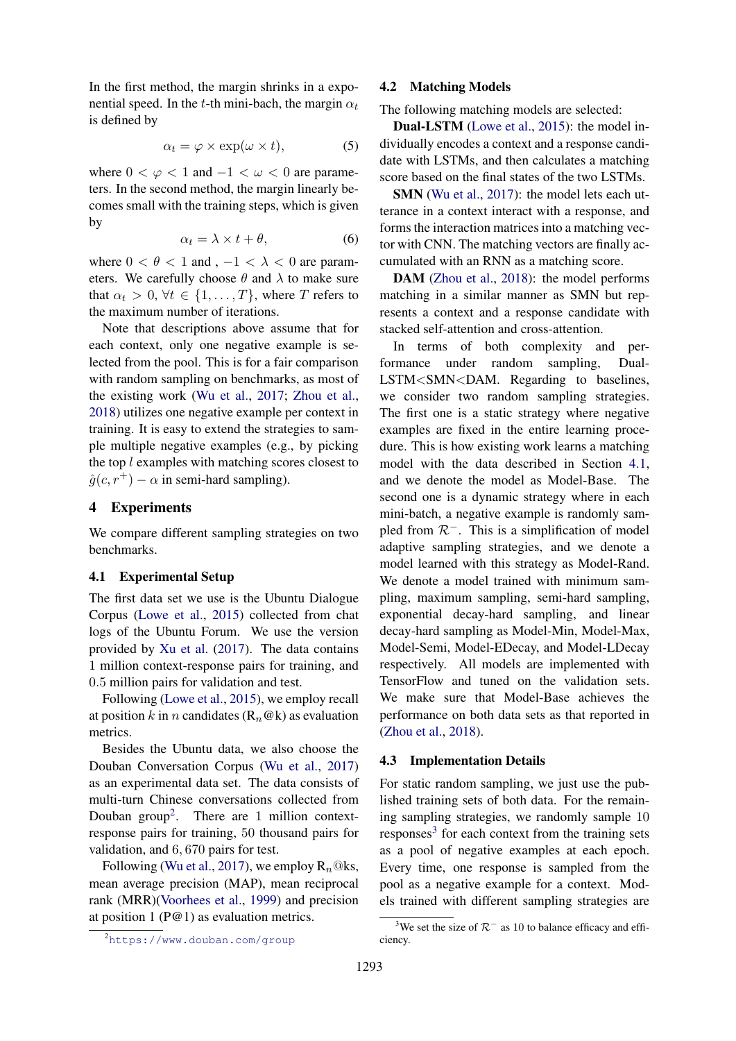In the first method, the margin shrinks in a exponential speed. In the $t$-th mini-bach, the margin $\alpha_t$ is defined by

$$\alpha_t = \varphi \times \exp(\omega \times t), \tag{5}$$

where $0 < \varphi < 1$ and $-1 < \omega < 0$ are parameters. In the second method, the margin linearly becomes small with the training steps, which is given by

$$\alpha_t = \lambda \times t + \theta, \tag{6}$$

where $0 < \theta < 1$ and , $-1 < \lambda < 0$ are parameters. We carefully choose $\theta$ and $\lambda$ to make sure that $\alpha_t > 0$, $\forall t \in \{1, \ldots, T\}$, where $T$ refers to the maximum number of iterations.

Note that descriptions above assume that for each context, only one negative example is selected from the pool. This is for a fair comparison with random sampling on benchmarks, as most of the existing work (Wu et al., 2017; Zhou et al., 2018) utilizes one negative example per context in training. It is easy to extend the strategies to sample multiple negative examples (e.g., by picking the top $l$ examples with matching scores closest to $\hat{g}(c, r^+) - \alpha$ in semi-hard sampling).

## 4 Experiments

We compare different sampling strategies on two benchmarks.

### 4.1 Experimental Setup

The first data set we use is the Ubuntu Dialogue Corpus (Lowe et al., 2015) collected from chat logs of the Ubuntu Forum. We use the version provided by Xu et al. (2017). The data contains $1$ million context-response pairs for training, and $0.5$ million pairs for validation and test.

Following (Lowe et al., 2015), we employ recall at position $k$ in $n$ candidates ($R_n$@k) as evaluation metrics.

Besides the Ubuntu data, we also choose the Douban Conversation Corpus (Wu et al., 2017) as an experimental data set. The data consists of multi-turn Chinese conversations collected from Douban group[2]. There are $1$ million context-response pairs for training, $50$ thousand pairs for validation, and $6,670$ pairs for test.

Following (Wu et al., 2017), we employ $R_n$@ks, mean average precision (MAP), mean reciprocal rank (MRR)(Voorhees et al., 1999) and precision at position 1 (P@1) as evaluation metrics.

### 4.2 Matching Models

The following matching models are selected:

**Dual-LSTM** (Lowe et al., 2015): the model individually encodes a context and a response candidate with LSTMs, and then calculates a matching score based on the final states of the two LSTMs.

**SMN** (Wu et al., 2017): the model lets each utterance in a context interact with a response, and forms the interaction matrices into a matching vector with CNN. The matching vectors are finally accumulated with an RNN as a matching score.

**DAM** (Zhou et al., 2018): the model performs matching in a similar manner as SMN but represents a context and a response candidate with stacked self-attention and cross-attention.

In terms of both complexity and performance under random sampling, Dual-LSTM<SMN<DAM. Regarding to baselines, we consider two random sampling strategies. The first one is a static strategy where negative examples are fixed in the entire learning procedure. This is how existing work learns a matching model with the data described in Section 4.1, and we denote the model as Model-Base. The second one is a dynamic strategy where in each mini-batch, a negative example is randomly sampled from $\mathcal{R}^-$. This is a simplification of model adaptive sampling strategies, and we denote a model learned with this strategy as Model-Rand. We denote a model trained with minimum sampling, maximum sampling, semi-hard sampling, exponential decay-hard sampling, and linear decay-hard sampling as Model-Min, Model-Max, Model-Semi, Model-EDecay, and Model-LDecay respectively. All models are implemented with TensorFlow and tuned on the validation sets. We make sure that Model-Base achieves the performance on both data sets as that reported in (Zhou et al., 2018).

### 4.3 Implementation Details

For static random sampling, we just use the published training sets of both data. For the remaining sampling strategies, we randomly sample 10 responses[3] for each context from the training sets as a pool of negative examples at each epoch. Every time, one response is sampled from the pool as a negative example for a context. Models trained with different sampling strategies are

[2] https://www.douban.com/group

[3] We set the size of $\mathcal{R}^-$ as 10 to balance efficacy and efficiency.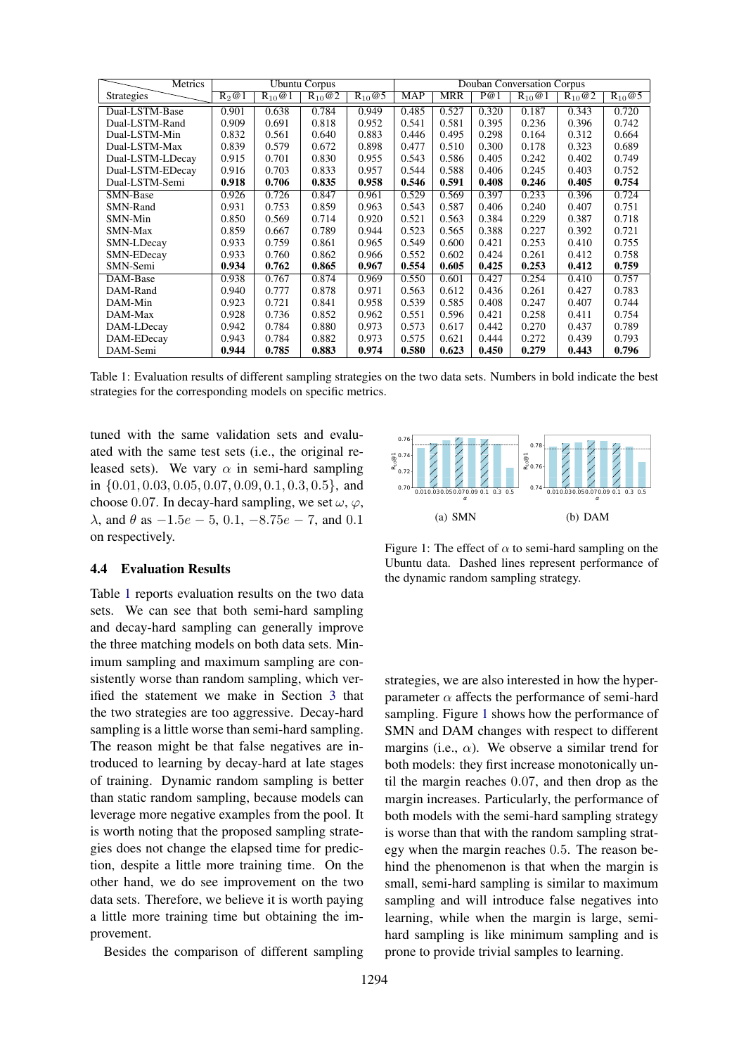| Strategies \ Metrics | Ubuntu Corpus | | | | Douban Conversation Corpus | | | | | |
|---|---|---|---|---|---|---|---|---|---|---|
| | $R_2@1$ | $R_{10}@1$ | $R_{10}@2$ | $R_{10}@5$ | MAP | MRR | P@1 | $R_{10}@1$ | $R_{10}@2$ | $R_{10}@5$ |
| Dual-LSTM-Base | 0.901 | 0.638 | 0.784 | 0.949 | 0.485 | 0.527 | 0.320 | 0.187 | 0.343 | 0.720 |
| Dual-LSTM-Rand | 0.909 | 0.691 | 0.818 | 0.952 | 0.541 | 0.581 | 0.395 | 0.236 | 0.396 | 0.742 |
| Dual-LSTM-Min | 0.832 | 0.561 | 0.640 | 0.883 | 0.446 | 0.495 | 0.298 | 0.164 | 0.312 | 0.664 |
| Dual-LSTM-Max | 0.839 | 0.579 | 0.672 | 0.898 | 0.477 | 0.510 | 0.300 | 0.178 | 0.323 | 0.689 |
| Dual-LSTM-LDecay | 0.915 | 0.701 | 0.830 | 0.955 | 0.543 | 0.586 | 0.405 | 0.242 | 0.402 | 0.749 |
| Dual-LSTM-EDecay | 0.916 | 0.703 | 0.833 | 0.957 | 0.544 | 0.588 | 0.406 | 0.245 | 0.403 | 0.752 |
| Dual-LSTM-Semi | **0.918** | **0.706** | **0.835** | **0.958** | **0.546** | **0.591** | **0.408** | **0.246** | **0.405** | **0.754** |
| SMN-Base | 0.926 | 0.726 | 0.847 | 0.961 | 0.529 | 0.569 | 0.397 | 0.233 | 0.396 | 0.724 |
| SMN-Rand | 0.931 | 0.753 | 0.859 | 0.963 | 0.543 | 0.587 | 0.406 | 0.240 | 0.407 | 0.751 |
| SMN-Min | 0.850 | 0.569 | 0.714 | 0.920 | 0.521 | 0.563 | 0.384 | 0.229 | 0.387 | 0.718 |
| SMN-Max | 0.859 | 0.667 | 0.789 | 0.944 | 0.523 | 0.565 | 0.388 | 0.227 | 0.392 | 0.721 |
| SMN-LDecay | 0.933 | 0.759 | 0.861 | 0.965 | 0.549 | 0.600 | 0.421 | 0.253 | 0.410 | 0.755 |
| SMN-EDecay | 0.933 | 0.760 | 0.862 | 0.966 | 0.552 | 0.602 | 0.424 | 0.261 | 0.412 | 0.758 |
| SMN-Semi | **0.934** | **0.762** | **0.865** | **0.967** | **0.554** | **0.605** | **0.425** | **0.253** | **0.412** | **0.759** |
| DAM-Base | 0.938 | 0.767 | 0.874 | 0.969 | 0.550 | 0.601 | 0.427 | 0.254 | 0.410 | 0.757 |
| DAM-Rand | 0.940 | 0.777 | 0.878 | 0.971 | 0.563 | 0.612 | 0.436 | 0.261 | 0.427 | 0.783 |
| DAM-Min | 0.923 | 0.721 | 0.841 | 0.958 | 0.539 | 0.585 | 0.408 | 0.247 | 0.407 | 0.744 |
| DAM-Max | 0.928 | 0.736 | 0.852 | 0.962 | 0.551 | 0.596 | 0.421 | 0.258 | 0.411 | 0.754 |
| DAM-LDecay | 0.942 | 0.784 | 0.880 | 0.973 | 0.573 | 0.617 | 0.442 | 0.270 | 0.437 | 0.789 |
| DAM-EDecay | 0.943 | 0.784 | 0.882 | 0.973 | 0.575 | 0.621 | 0.444 | 0.272 | 0.439 | 0.793 |
| DAM-Semi | **0.944** | **0.785** | **0.883** | **0.974** | **0.580** | **0.623** | **0.450** | **0.279** | **0.443** | **0.796** |

Table 1: Evaluation results of different sampling strategies on the two data sets. Numbers in bold indicate the best strategies for the corresponding models on specific metrics.

tuned with the same validation sets and evaluated with the same test sets (i.e., the original released sets). We vary $\alpha$ in semi-hard sampling in $\{0.01, 0.03, 0.05, 0.07, 0.09, 0.1, 0.3, 0.5\}$, and choose $0.07$. In decay-hard sampling, we set $\omega$, $\varphi$, $\lambda$, and $\theta$ as $-1.5e-5$, $0.1$, $-8.75e-7$, and $0.1$ on respectively.

### 4.4 Evaluation Results

Table 1 reports evaluation results on the two data sets. We can see that both semi-hard sampling and decay-hard sampling can generally improve the three matching models on both data sets. Minimum sampling and maximum sampling are consistently worse than random sampling, which verified the statement we make in Section 3 that the two strategies are too aggressive. Decay-hard sampling is a little worse than semi-hard sampling. The reason might be that false negatives are introduced to learning by decay-hard at late stages of training. Dynamic random sampling is better than static random sampling, because models can leverage more negative examples from the pool. It is worth noting that the proposed sampling strategies does not change the elapsed time for prediction, despite a little more training time. On the other hand, we do see improvement on the two data sets. Therefore, we believe it is worth paying a little more training time but obtaining the improvement.

Besides the comparison of different sampling strategies, we are also interested in how the hyper-parameter $\alpha$ affects the performance of semi-hard sampling. Figure 1 shows how the performance of SMN and DAM changes with respect to different margins (i.e., $\alpha$). We observe a similar trend for both models: they first increase monotonically until the margin reaches $0.07$, and then drop as the margin increases. Particularly, the performance of both models with the semi-hard sampling strategy is worse than that with the random sampling strategy when the margin reaches $0.5$. The reason behind the phenomenon is that when the margin is small, semi-hard sampling is similar to maximum sampling and will introduce false negatives into learning, while when the margin is large, semi-hard sampling is like minimum sampling and is prone to provide trivial samples to learning.

0.76
0.74
0.72
0.70
$R_{10}@1$
0.01 0.03 0.05 0.07 0.09 0.1 0.3 0.5
$\alpha$

(a) SMN

0.78
0.76
0.74
$R_{10}@1$
0.01 0.03 0.05 0.07 0.09 0.1 0.3 0.5
$\alpha$

(b) DAM

Figure 1: The effect of $\alpha$ to semi-hard sampling on the Ubuntu data. Dashed lines represent performance of the dynamic random sampling strategy.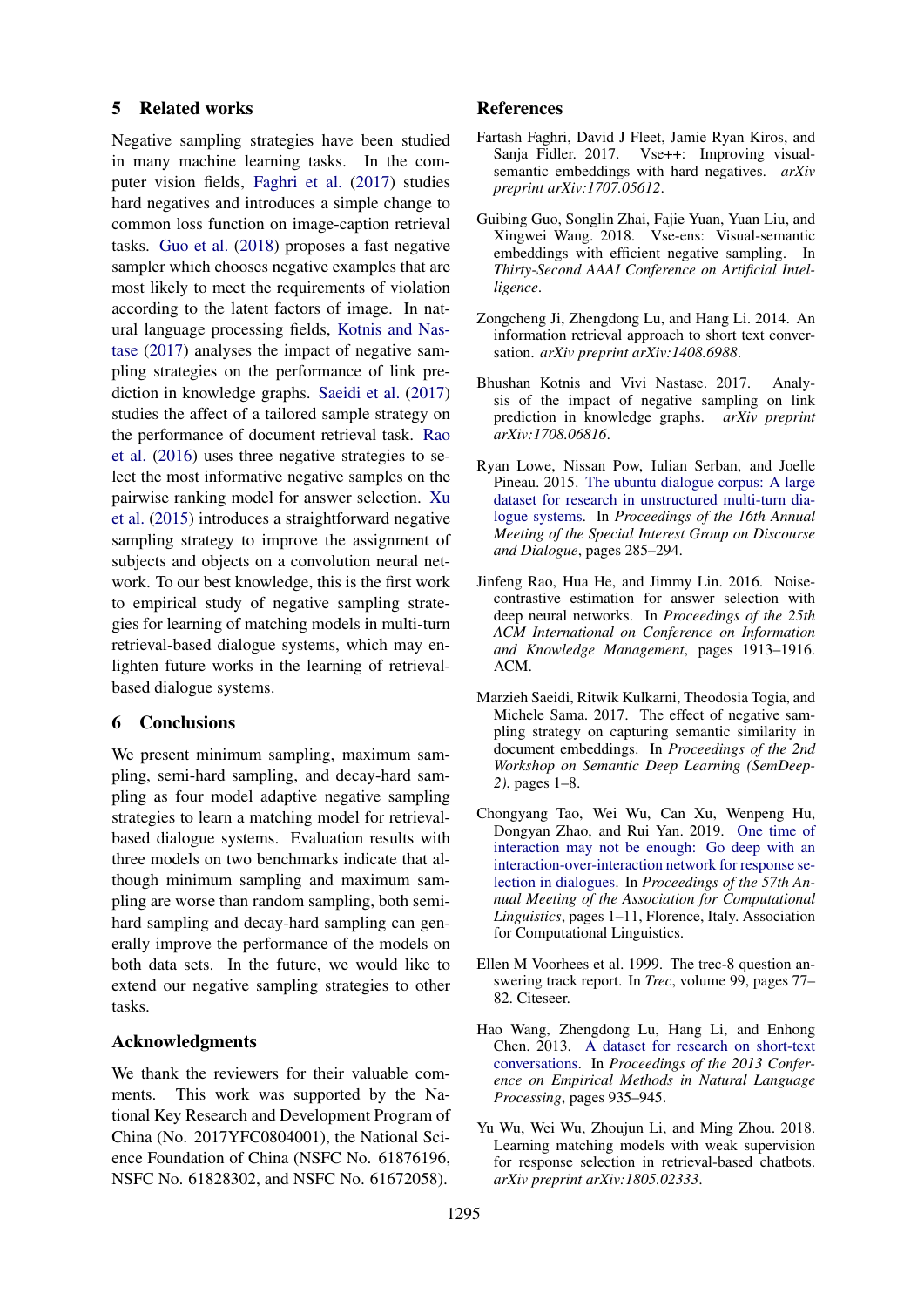## 5 Related works

Negative sampling strategies have been studied in many machine learning tasks. In the computer vision fields, Faghri et al. (2017) studies hard negatives and introduces a simple change to common loss function on image-caption retrieval tasks. Guo et al. (2018) proposes a fast negative sampler which chooses negative examples that are most likely to meet the requirements of violation according to the latent factors of image. In natural language processing fields, Kotnis and Nastase (2017) analyses the impact of negative sampling strategies on the performance of link prediction in knowledge graphs. Saeidi et al. (2017) studies the affect of a tailored sample strategy on the performance of document retrieval task. Rao et al. (2016) uses three negative strategies to select the most informative negative samples on the pairwise ranking model for answer selection. Xu et al. (2015) introduces a straightforward negative sampling strategy to improve the assignment of subjects and objects on a convolution neural network. To our best knowledge, this is the first work to empirical study of negative sampling strategies for learning of matching models in multi-turn retrieval-based dialogue systems, which may enlighten future works in the learning of retrieval-based dialogue systems.

## 6 Conclusions

We present minimum sampling, maximum sampling, semi-hard sampling, and decay-hard sampling as four model adaptive negative sampling strategies to learn a matching model for retrieval-based dialogue systems. Evaluation results with three models on two benchmarks indicate that although minimum sampling and maximum sampling are worse than random sampling, both semi-hard sampling and decay-hard sampling can generally improve the performance of the models on both data sets. In the future, we would like to extend our negative sampling strategies to other tasks.

## Acknowledgments

We thank the reviewers for their valuable comments. This work was supported by the National Key Research and Development Program of China (No. 2017YFC0804001), the National Science Foundation of China (NSFC No. 61876196, NSFC No. 61828302, and NSFC No. 61672058).

## References

Fartash Faghri, David J Fleet, Jamie Ryan Kiros, and Sanja Fidler. 2017. Vse++: Improving visual-semantic embeddings with hard negatives. *arXiv preprint arXiv:1707.05612*.

Guibing Guo, Songlin Zhai, Fajie Yuan, Yuan Liu, and Xingwei Wang. 2018. Vse-ens: Visual-semantic embeddings with efficient negative sampling. In *Thirty-Second AAAI Conference on Artificial Intelligence*.

Zongcheng Ji, Zhengdong Lu, and Hang Li. 2014. An information retrieval approach to short text conversation. *arXiv preprint arXiv:1408.6988*.

Bhushan Kotnis and Vivi Nastase. 2017. Analysis of the impact of negative sampling on link prediction in knowledge graphs. *arXiv preprint arXiv:1708.06816*.

Ryan Lowe, Nissan Pow, Iulian Serban, and Joelle Pineau. 2015. The ubuntu dialogue corpus: A large dataset for research in unstructured multi-turn dialogue systems. In *Proceedings of the 16th Annual Meeting of the Special Interest Group on Discourse and Dialogue*, pages 285–294.

Jinfeng Rao, Hua He, and Jimmy Lin. 2016. Noise-contrastive estimation for answer selection with deep neural networks. In *Proceedings of the 25th ACM International on Conference on Information and Knowledge Management*, pages 1913–1916. ACM.

Marzieh Saeidi, Ritwik Kulkarni, Theodosia Togia, and Michele Sama. 2017. The effect of negative sampling strategy on capturing semantic similarity in document embeddings. In *Proceedings of the 2nd Workshop on Semantic Deep Learning (SemDeep-2)*, pages 1–8.

Chongyang Tao, Wei Wu, Can Xu, Wenpeng Hu, Dongyan Zhao, and Rui Yan. 2019. One time of interaction may not be enough: Go deep with an interaction-over-interaction network for response selection in dialogues. In *Proceedings of the 57th Annual Meeting of the Association for Computational Linguistics*, pages 1–11, Florence, Italy. Association for Computational Linguistics.

Ellen M Voorhees et al. 1999. The trec-8 question answering track report. In *Trec*, volume 99, pages 77–82. Citeseer.

Hao Wang, Zhengdong Lu, Hang Li, and Enhong Chen. 2013. A dataset for research on short-text conversations. In *Proceedings of the 2013 Conference on Empirical Methods in Natural Language Processing*, pages 935–945.

Yu Wu, Wei Wu, Zhoujun Li, and Ming Zhou. 2018. Learning matching models with weak supervision for response selection in retrieval-based chatbots. *arXiv preprint arXiv:1805.02333*.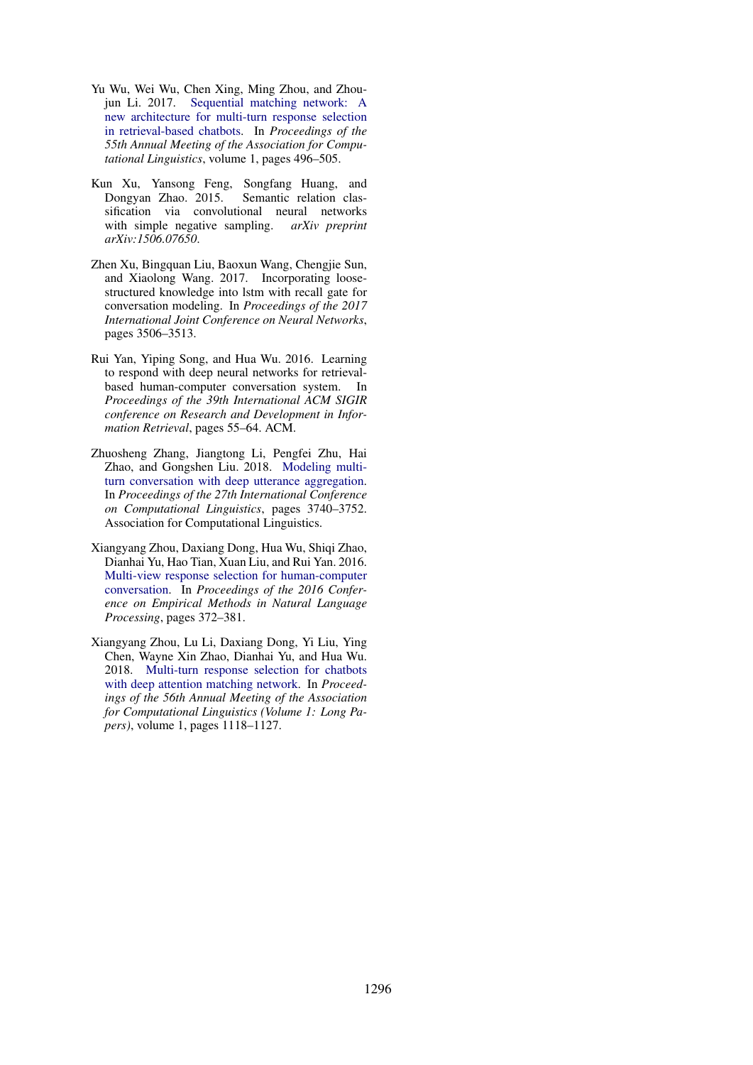Yu Wu, Wei Wu, Chen Xing, Ming Zhou, and Zhoujun Li. 2017. Sequential matching network: A new architecture for multi-turn response selection in retrieval-based chatbots. In *Proceedings of the 55th Annual Meeting of the Association for Computational Linguistics*, volume 1, pages 496–505.

Kun Xu, Yansong Feng, Songfang Huang, and Dongyan Zhao. 2015. Semantic relation classification via convolutional neural networks with simple negative sampling. *arXiv preprint arXiv:1506.07650*.

Zhen Xu, Bingquan Liu, Baoxun Wang, Chengjie Sun, and Xiaolong Wang. 2017. Incorporating loose-structured knowledge into lstm with recall gate for conversation modeling. In *Proceedings of the 2017 International Joint Conference on Neural Networks*, pages 3506–3513.

Rui Yan, Yiping Song, and Hua Wu. 2016. Learning to respond with deep neural networks for retrieval-based human-computer conversation system. In *Proceedings of the 39th International ACM SIGIR conference on Research and Development in Information Retrieval*, pages 55–64. ACM.

Zhuosheng Zhang, Jiangtong Li, Pengfei Zhu, Hai Zhao, and Gongshen Liu. 2018. Modeling multi-turn conversation with deep utterance aggregation. In *Proceedings of the 27th International Conference on Computational Linguistics*, pages 3740–3752. Association for Computational Linguistics.

Xiangyang Zhou, Daxiang Dong, Hua Wu, Shiqi Zhao, Dianhai Yu, Hao Tian, Xuan Liu, and Rui Yan. 2016. Multi-view response selection for human-computer conversation. In *Proceedings of the 2016 Conference on Empirical Methods in Natural Language Processing*, pages 372–381.

Xiangyang Zhou, Lu Li, Daxiang Dong, Yi Liu, Ying Chen, Wayne Xin Zhao, Dianhai Yu, and Hua Wu. 2018. Multi-turn response selection for chatbots with deep attention matching network. In *Proceedings of the 56th Annual Meeting of the Association for Computational Linguistics (Volume 1: Long Papers)*, volume 1, pages 1118–1127.